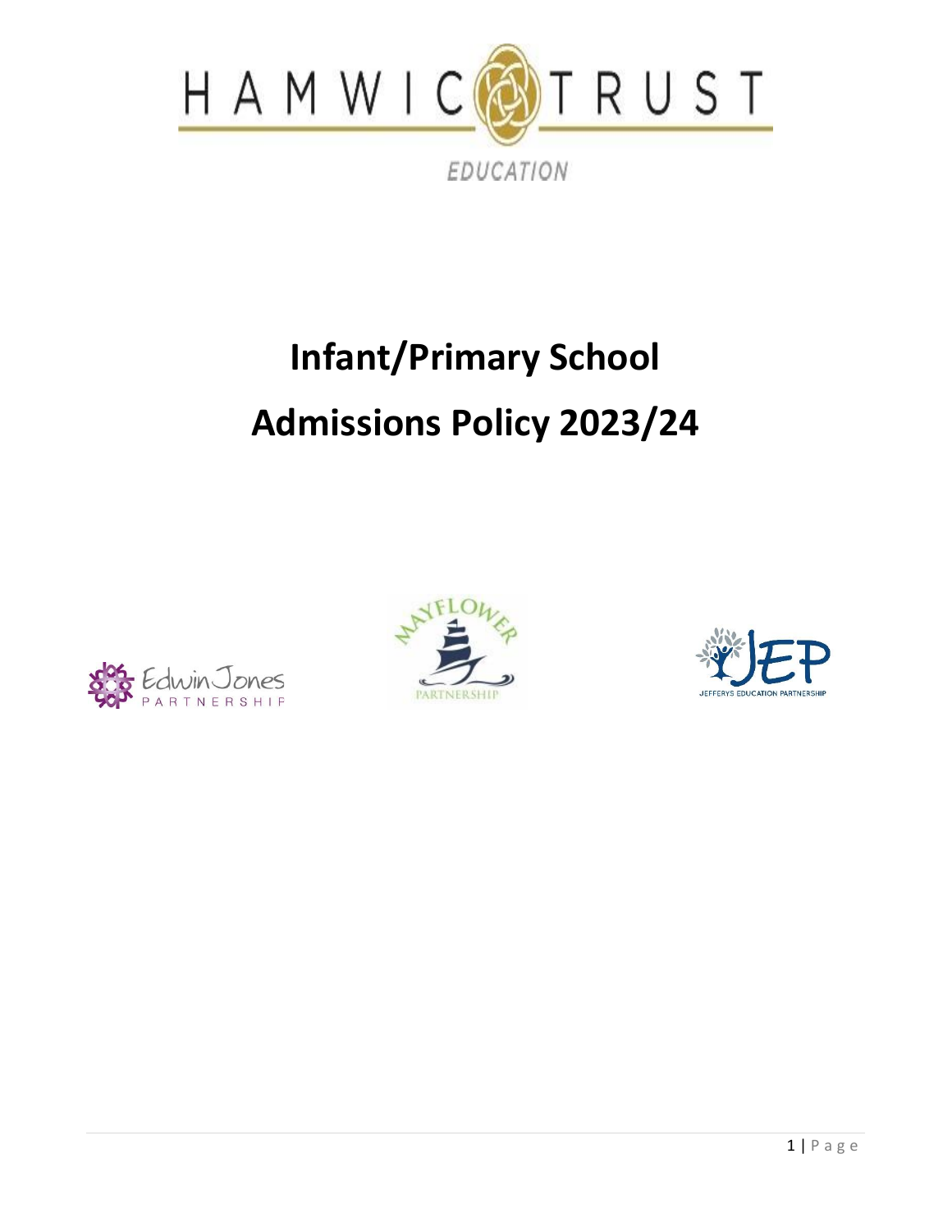HAMWIC TRUST

EDUCATION

# Infant/Primary School

# Admissions Policy 2023/24

Edwin Jones PARTNERSHIP

MAYFLOWER PARTNERSHIP

JEP JEFFERYS EDUCATION PARTNERSHIP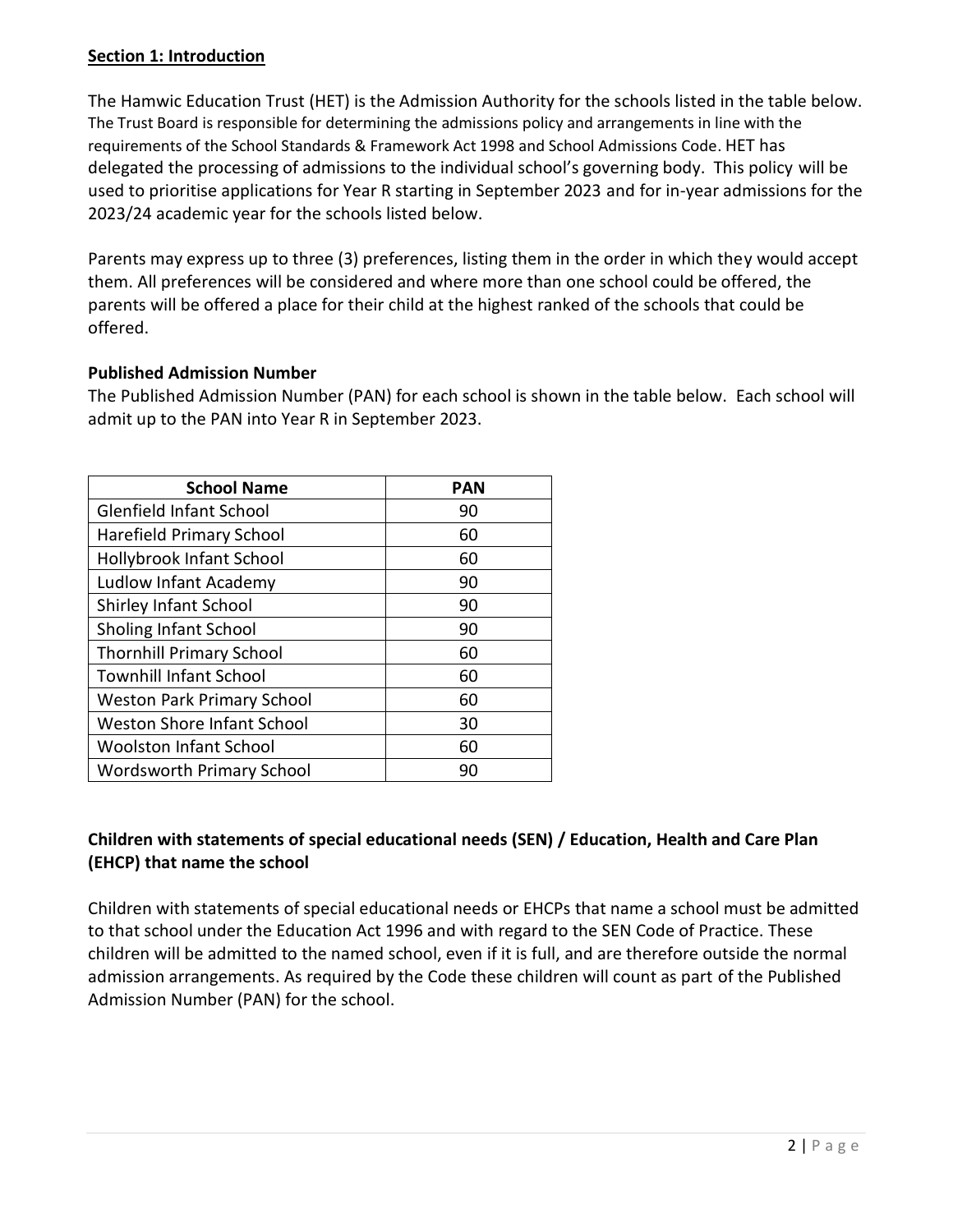## Section 1: Introduction

The Hamwic Education Trust (HET) is the Admission Authority for the schools listed in the table below. The Trust Board is responsible for determining the admissions policy and arrangements in line with the requirements of the School Standards & Framework Act 1998 and School Admissions Code. HET has delegated the processing of admissions to the individual school's governing body. This policy will be used to prioritise applications for Year R starting in September 2023 and for in-year admissions for the 2023/24 academic year for the schools listed below.

Parents may express up to three (3) preferences, listing them in the order in which they would accept them. All preferences will be considered and where more than one school could be offered, the parents will be offered a place for their child at the highest ranked of the schools that could be offered.

### Published Admission Number

The Published Admission Number (PAN) for each school is shown in the table below. Each school will admit up to the PAN into Year R in September 2023.

| School Name | PAN |
|---|---|
| Glenfield Infant School | 90 |
| Harefield Primary School | 60 |
| Hollybrook Infant School | 60 |
| Ludlow Infant Academy | 90 |
| Shirley Infant School | 90 |
| Sholing Infant School | 90 |
| Thornhill Primary School | 60 |
| Townhill Infant School | 60 |
| Weston Park Primary School | 60 |
| Weston Shore Infant School | 30 |
| Woolston Infant School | 60 |
| Wordsworth Primary School | 90 |

### Children with statements of special educational needs (SEN) / Education, Health and Care Plan (EHCP) that name the school

Children with statements of special educational needs or EHCPs that name a school must be admitted to that school under the Education Act 1996 and with regard to the SEN Code of Practice. These children will be admitted to the named school, even if it is full, and are therefore outside the normal admission arrangements. As required by the Code these children will count as part of the Published Admission Number (PAN) for the school.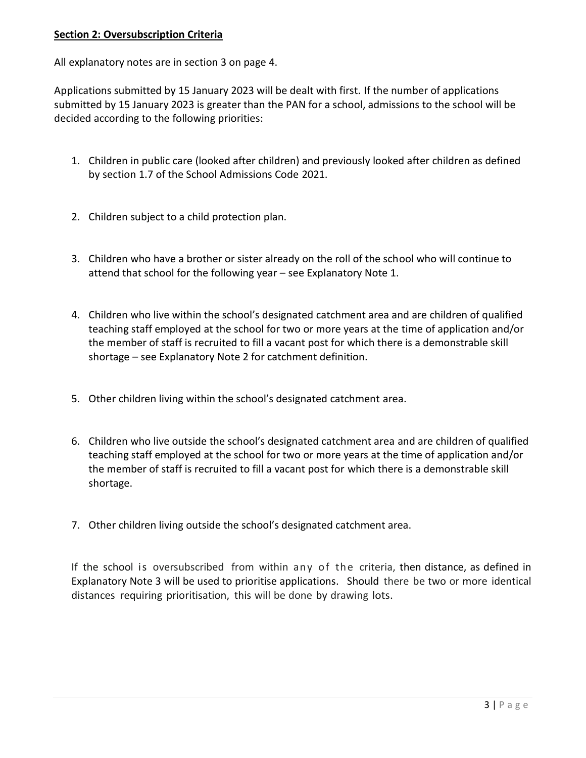**Section 2: Oversubscription Criteria**

All explanatory notes are in section 3 on page 4.

Applications submitted by 15 January 2023 will be dealt with first. If the number of applications submitted by 15 January 2023 is greater than the PAN for a school, admissions to the school will be decided according to the following priorities:

1. Children in public care (looked after children) and previously looked after children as defined by section 1.7 of the School Admissions Code 2021.

2. Children subject to a child protection plan.

3. Children who have a brother or sister already on the roll of the school who will continue to attend that school for the following year – see Explanatory Note 1.

4. Children who live within the school's designated catchment area and are children of qualified teaching staff employed at the school for two or more years at the time of application and/or the member of staff is recruited to fill a vacant post for which there is a demonstrable skill shortage – see Explanatory Note 2 for catchment definition.

5. Other children living within the school's designated catchment area.

6. Children who live outside the school's designated catchment area and are children of qualified teaching staff employed at the school for two or more years at the time of application and/or the member of staff is recruited to fill a vacant post for which there is a demonstrable skill shortage.

7. Other children living outside the school's designated catchment area.

If the school is oversubscribed from within any of the criteria, then distance, as defined in Explanatory Note 3 will be used to prioritise applications. Should there be two or more identical distances requiring prioritisation, this will be done by drawing lots.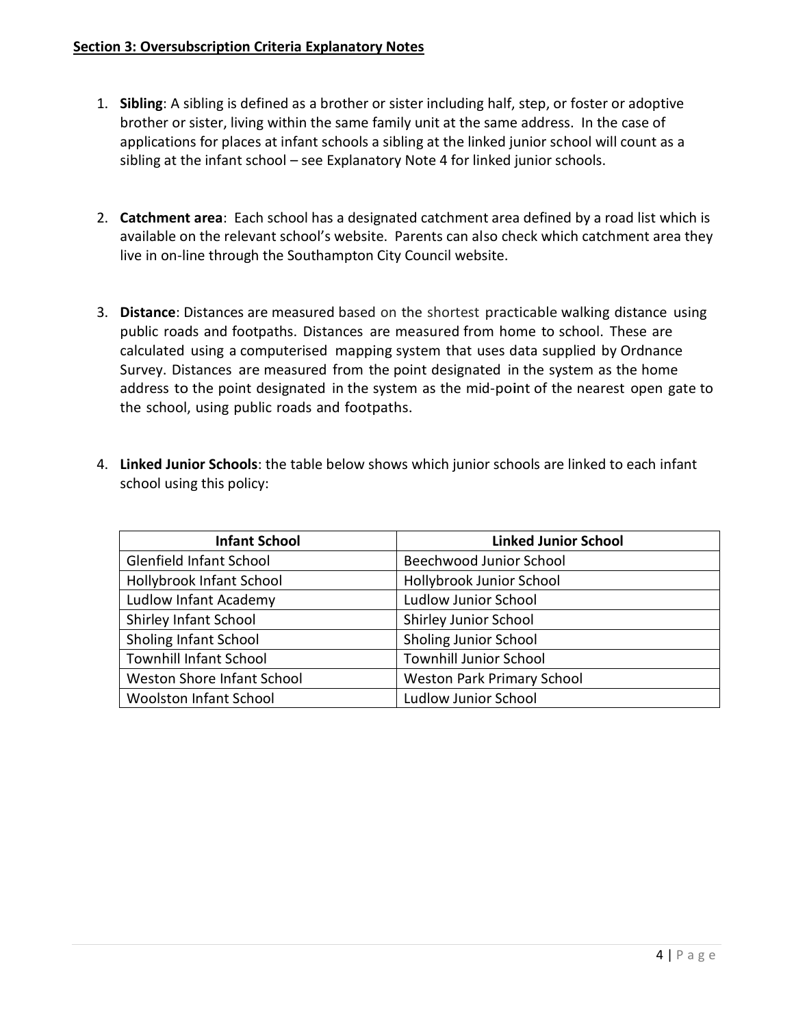## Section 3: Oversubscription Criteria Explanatory Notes

1. **Sibling**: A sibling is defined as a brother or sister including half, step, or foster or adoptive brother or sister, living within the same family unit at the same address. In the case of applications for places at infant schools a sibling at the linked junior school will count as a sibling at the infant school – see Explanatory Note 4 for linked junior schools.

2. **Catchment area**: Each school has a designated catchment area defined by a road list which is available on the relevant school's website. Parents can also check which catchment area they live in on-line through the Southampton City Council website.

3. **Distance**: Distances are measured based on the shortest practicable walking distance using public roads and footpaths. Distances are measured from home to school. These are calculated using a computerised mapping system that uses data supplied by Ordnance Survey. Distances are measured from the point designated in the system as the home address to the point designated in the system as the mid-point of the nearest open gate to the school, using public roads and footpaths.

4. **Linked Junior Schools**: the table below shows which junior schools are linked to each infant school using this policy:

| Infant School | Linked Junior School |
|---|---|
| Glenfield Infant School | Beechwood Junior School |
| Hollybrook Infant School | Hollybrook Junior School |
| Ludlow Infant Academy | Ludlow Junior School |
| Shirley Infant School | Shirley Junior School |
| Sholing Infant School | Sholing Junior School |
| Townhill Infant School | Townhill Junior School |
| Weston Shore Infant School | Weston Park Primary School |
| Woolston Infant School | Ludlow Junior School |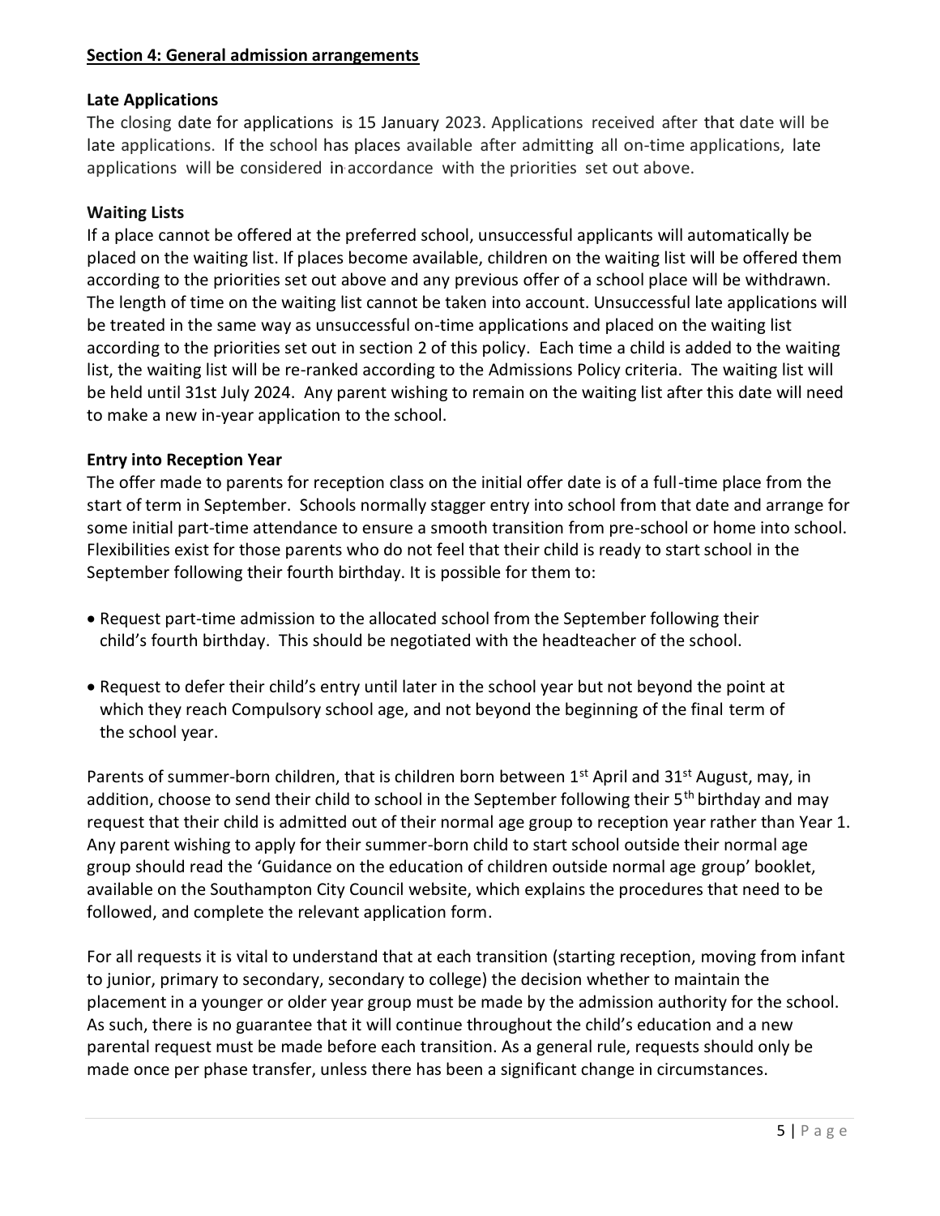## **Section 4: General admission arrangements**

### Late Applications

The closing date for applications is 15 January 2023. Applications received after that date will be late applications. If the school has places available after admitting all on-time applications, late applications will be considered in accordance with the priorities set out above.

### Waiting Lists

If a place cannot be offered at the preferred school, unsuccessful applicants will automatically be placed on the waiting list. If places become available, children on the waiting list will be offered them according to the priorities set out above and any previous offer of a school place will be withdrawn. The length of time on the waiting list cannot be taken into account. Unsuccessful late applications will be treated in the same way as unsuccessful on-time applications and placed on the waiting list according to the priorities set out in section 2 of this policy. Each time a child is added to the waiting list, the waiting list will be re-ranked according to the Admissions Policy criteria. The waiting list will be held until 31st July 2024. Any parent wishing to remain on the waiting list after this date will need to make a new in-year application to the school.

### Entry into Reception Year

The offer made to parents for reception class on the initial offer date is of a full-time place from the start of term in September. Schools normally stagger entry into school from that date and arrange for some initial part-time attendance to ensure a smooth transition from pre-school or home into school. Flexibilities exist for those parents who do not feel that their child is ready to start school in the September following their fourth birthday. It is possible for them to:

- Request part-time admission to the allocated school from the September following their child's fourth birthday. This should be negotiated with the headteacher of the school.
- Request to defer their child's entry until later in the school year but not beyond the point at which they reach Compulsory school age, and not beyond the beginning of the final term of the school year.

Parents of summer-born children, that is children born between 1st April and 31st August, may, in addition, choose to send their child to school in the September following their 5th birthday and may request that their child is admitted out of their normal age group to reception year rather than Year 1. Any parent wishing to apply for their summer-born child to start school outside their normal age group should read the 'Guidance on the education of children outside normal age group' booklet, available on the Southampton City Council website, which explains the procedures that need to be followed, and complete the relevant application form.

For all requests it is vital to understand that at each transition (starting reception, moving from infant to junior, primary to secondary, secondary to college) the decision whether to maintain the placement in a younger or older year group must be made by the admission authority for the school. As such, there is no guarantee that it will continue throughout the child's education and a new parental request must be made before each transition. As a general rule, requests should only be made once per phase transfer, unless there has been a significant change in circumstances.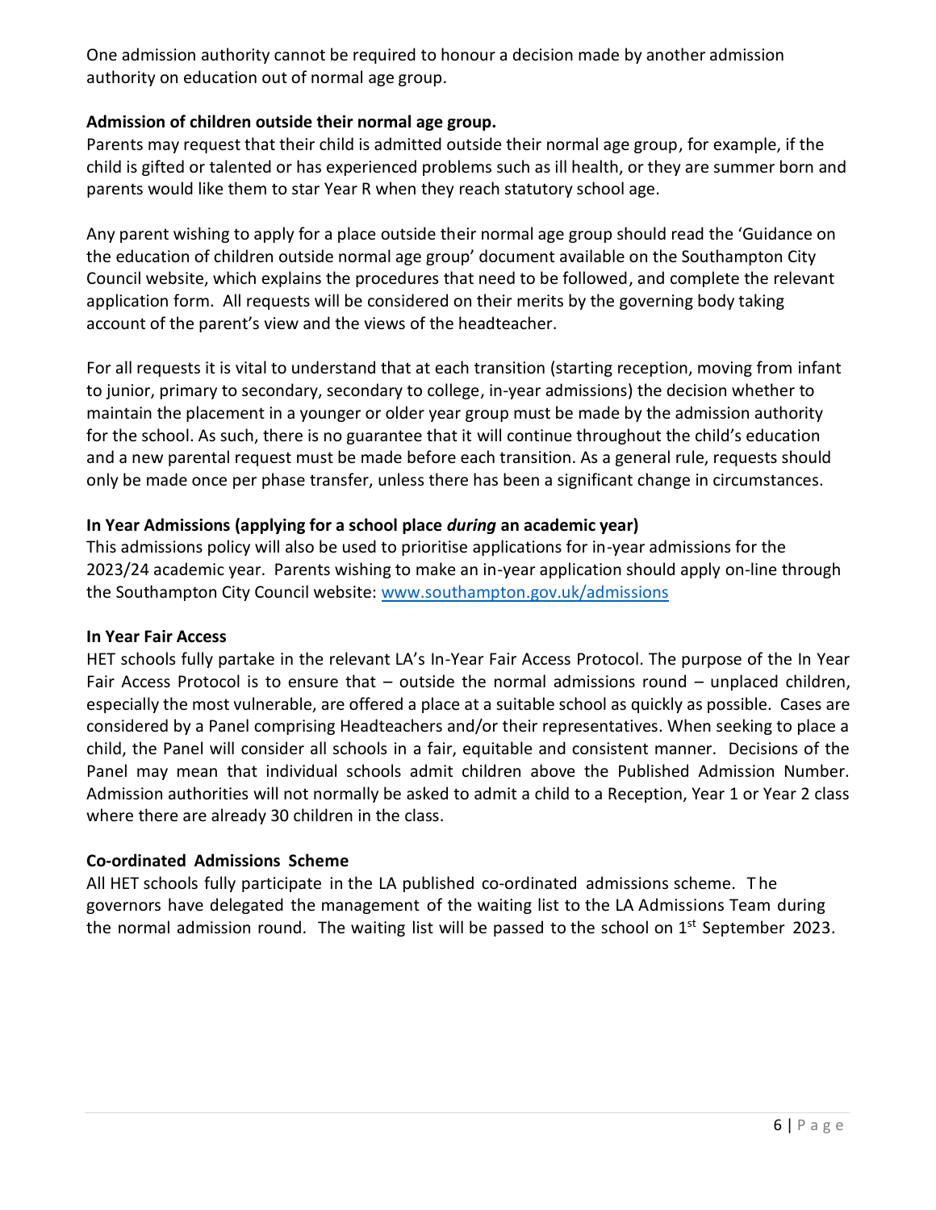One admission authority cannot be required to honour a decision made by another admission authority on education out of normal age group.

**Admission of children outside their normal age group.**

Parents may request that their child is admitted outside their normal age group, for example, if the child is gifted or talented or has experienced problems such as ill health, or they are summer born and parents would like them to star Year R when they reach statutory school age.

Any parent wishing to apply for a place outside their normal age group should read the 'Guidance on the education of children outside normal age group' document available on the Southampton City Council website, which explains the procedures that need to be followed, and complete the relevant application form. All requests will be considered on their merits by the governing body taking account of the parent's view and the views of the headteacher.

For all requests it is vital to understand that at each transition (starting reception, moving from infant to junior, primary to secondary, secondary to college, in-year admissions) the decision whether to maintain the placement in a younger or older year group must be made by the admission authority for the school. As such, there is no guarantee that it will continue throughout the child's education and a new parental request must be made before each transition. As a general rule, requests should only be made once per phase transfer, unless there has been a significant change in circumstances.

**In Year Admissions (applying for a school place *during* an academic year)**

This admissions policy will also be used to prioritise applications for in-year admissions for the 2023/24 academic year. Parents wishing to make an in-year application should apply on-line through the Southampton City Council website: [www.southampton.gov.uk/admissions](http://www.southampton.gov.uk/admissions)

**In Year Fair Access**

HET schools fully partake in the relevant LA's In-Year Fair Access Protocol. The purpose of the In Year Fair Access Protocol is to ensure that – outside the normal admissions round – unplaced children, especially the most vulnerable, are offered a place at a suitable school as quickly as possible. Cases are considered by a Panel comprising Headteachers and/or their representatives. When seeking to place a child, the Panel will consider all schools in a fair, equitable and consistent manner. Decisions of the Panel may mean that individual schools admit children above the Published Admission Number. Admission authorities will not normally be asked to admit a child to a Reception, Year 1 or Year 2 class where there are already 30 children in the class.

**Co-ordinated Admissions Scheme**

All HET schools fully participate in the LA published co-ordinated admissions scheme. The governors have delegated the management of the waiting list to the LA Admissions Team during the normal admission round. The waiting list will be passed to the school on 1st September 2023.